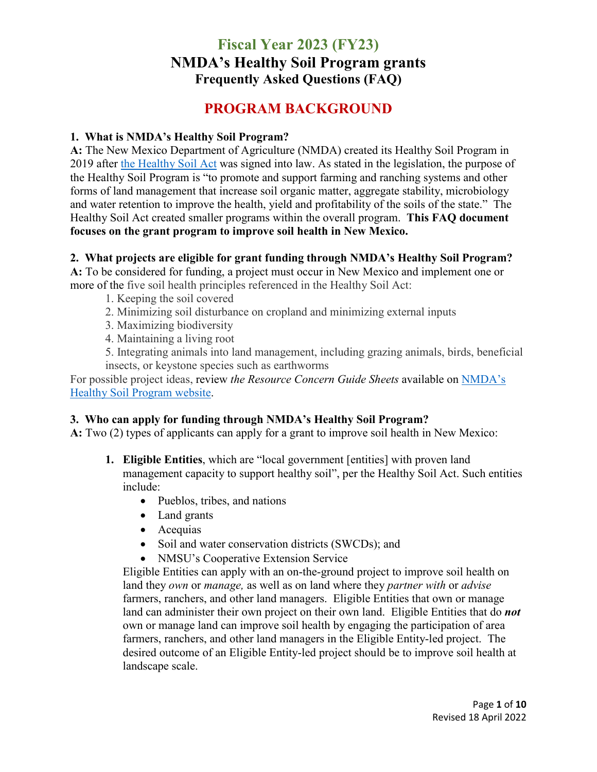# Fiscal Year 2023 (FY23)

# NMDA's Healthy Soil Program grants

## Frequently Asked Questions (FAQ)

## PROGRAM BACKGROUND

**1. What is NMDA's Healthy Soil Program?**

**A:** The New Mexico Department of Agriculture (NMDA) created its Healthy Soil Program in 2019 after the Healthy Soil Act was signed into law. As stated in the legislation, the purpose of the Healthy Soil Program is "to promote and support farming and ranching systems and other forms of land management that increase soil organic matter, aggregate stability, microbiology and water retention to improve the health, yield and profitability of the soils of the state." The Healthy Soil Act created smaller programs within the overall program. **This FAQ document focuses on the grant program to improve soil health in New Mexico.**

**2. What projects are eligible for grant funding through NMDA's Healthy Soil Program?**

**A:** To be considered for funding, a project must occur in New Mexico and implement one or more of the five soil health principles referenced in the Healthy Soil Act:

1. Keeping the soil covered
2. Minimizing soil disturbance on cropland and minimizing external inputs
3. Maximizing biodiversity
4. Maintaining a living root
5. Integrating animals into land management, including grazing animals, birds, beneficial insects, or keystone species such as earthworms

For possible project ideas, review *the Resource Concern Guide Sheets* available on NMDA's Healthy Soil Program website.

**3. Who can apply for funding through NMDA's Healthy Soil Program?**

**A:** Two (2) types of applicants can apply for a grant to improve soil health in New Mexico:

1. **Eligible Entities**, which are "local government [entities] with proven land management capacity to support healthy soil", per the Healthy Soil Act. Such entities include:
   - Pueblos, tribes, and nations
   - Land grants
   - Acequias
   - Soil and water conservation districts (SWCDs); and
   - NMSU's Cooperative Extension Service

   Eligible Entities can apply with an on-the-ground project to improve soil health on land they *own* or *manage,* as well as on land where they *partner with* or *advise* farmers, ranchers, and other land managers. Eligible Entities that own or manage land can administer their own project on their own land. Eligible Entities that do ***not*** own or manage land can improve soil health by engaging the participation of area farmers, ranchers, and other land managers in the Eligible Entity-led project. The desired outcome of an Eligible Entity-led project should be to improve soil health at landscape scale.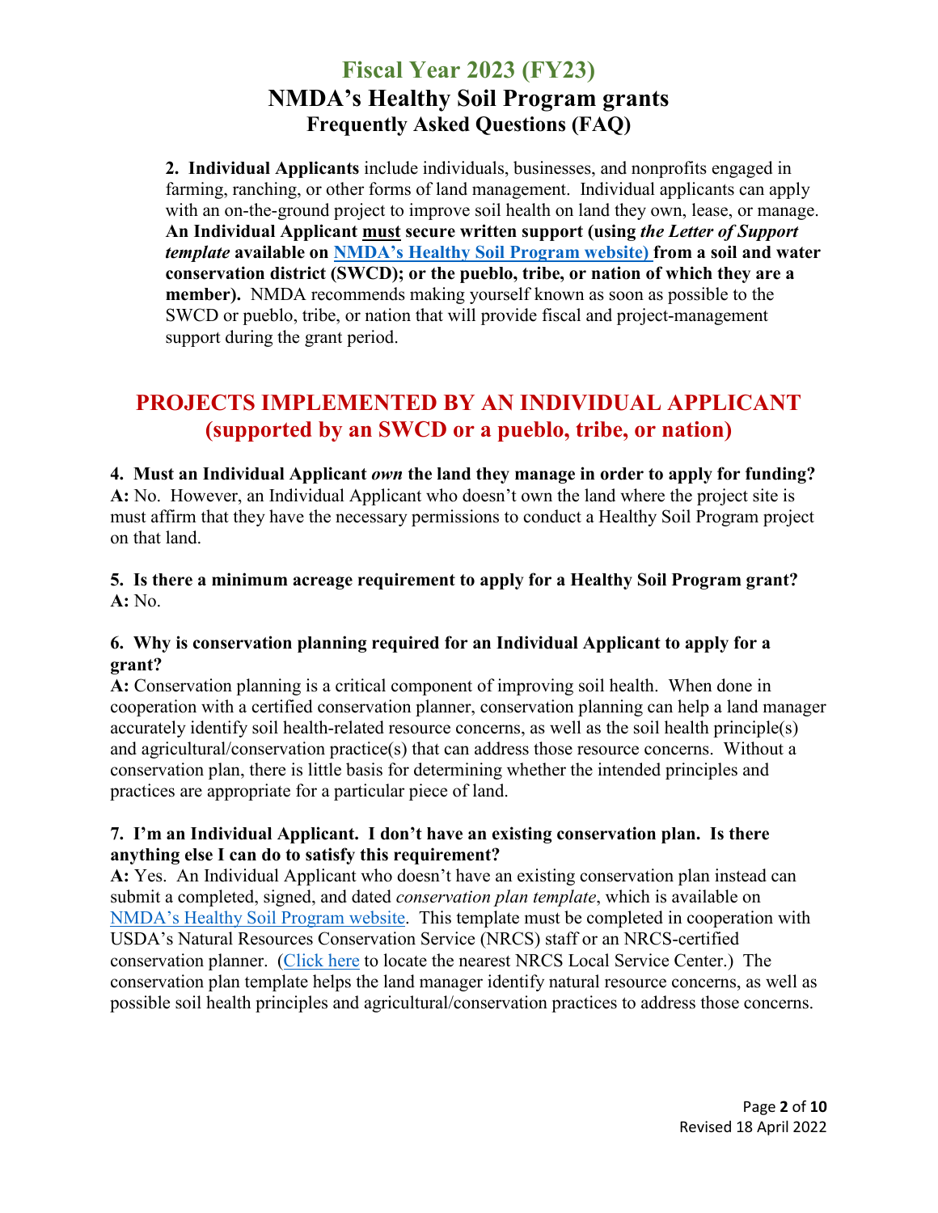# Fiscal Year 2023 (FY23)

## NMDA's Healthy Soil Program grants

### Frequently Asked Questions (FAQ)

**2. Individual Applicants** include individuals, businesses, and nonprofits engaged in farming, ranching, or other forms of land management. Individual applicants can apply with an on-the-ground project to improve soil health on land they own, lease, or manage. **An Individual Applicant must secure written support (using *the Letter of Support template* available on NMDA's Healthy Soil Program website) from a soil and water conservation district (SWCD); or the pueblo, tribe, or nation of which they are a member).** NMDA recommends making yourself known as soon as possible to the SWCD or pueblo, tribe, or nation that will provide fiscal and project-management support during the grant period.

## PROJECTS IMPLEMENTED BY AN INDIVIDUAL APPLICANT (supported by an SWCD or a pueblo, tribe, or nation)

**4. Must an Individual Applicant *own* the land they manage in order to apply for funding?**
**A:** No. However, an Individual Applicant who doesn't own the land where the project site is must affirm that they have the necessary permissions to conduct a Healthy Soil Program project on that land.

**5. Is there a minimum acreage requirement to apply for a Healthy Soil Program grant?**
**A:** No.

**6. Why is conservation planning required for an Individual Applicant to apply for a grant?**
**A:** Conservation planning is a critical component of improving soil health. When done in cooperation with a certified conservation planner, conservation planning can help a land manager accurately identify soil health-related resource concerns, as well as the soil health principle(s) and agricultural/conservation practice(s) that can address those resource concerns. Without a conservation plan, there is little basis for determining whether the intended principles and practices are appropriate for a particular piece of land.

**7. I'm an Individual Applicant. I don't have an existing conservation plan. Is there anything else I can do to satisfy this requirement?**
**A:** Yes. An Individual Applicant who doesn't have an existing conservation plan instead can submit a completed, signed, and dated *conservation plan template*, which is available on NMDA's Healthy Soil Program website. This template must be completed in cooperation with USDA's Natural Resources Conservation Service (NRCS) staff or an NRCS-certified conservation planner. (Click here to locate the nearest NRCS Local Service Center.) The conservation plan template helps the land manager identify natural resource concerns, as well as possible soil health principles and agricultural/conservation practices to address those concerns.

Revised 18 April 2022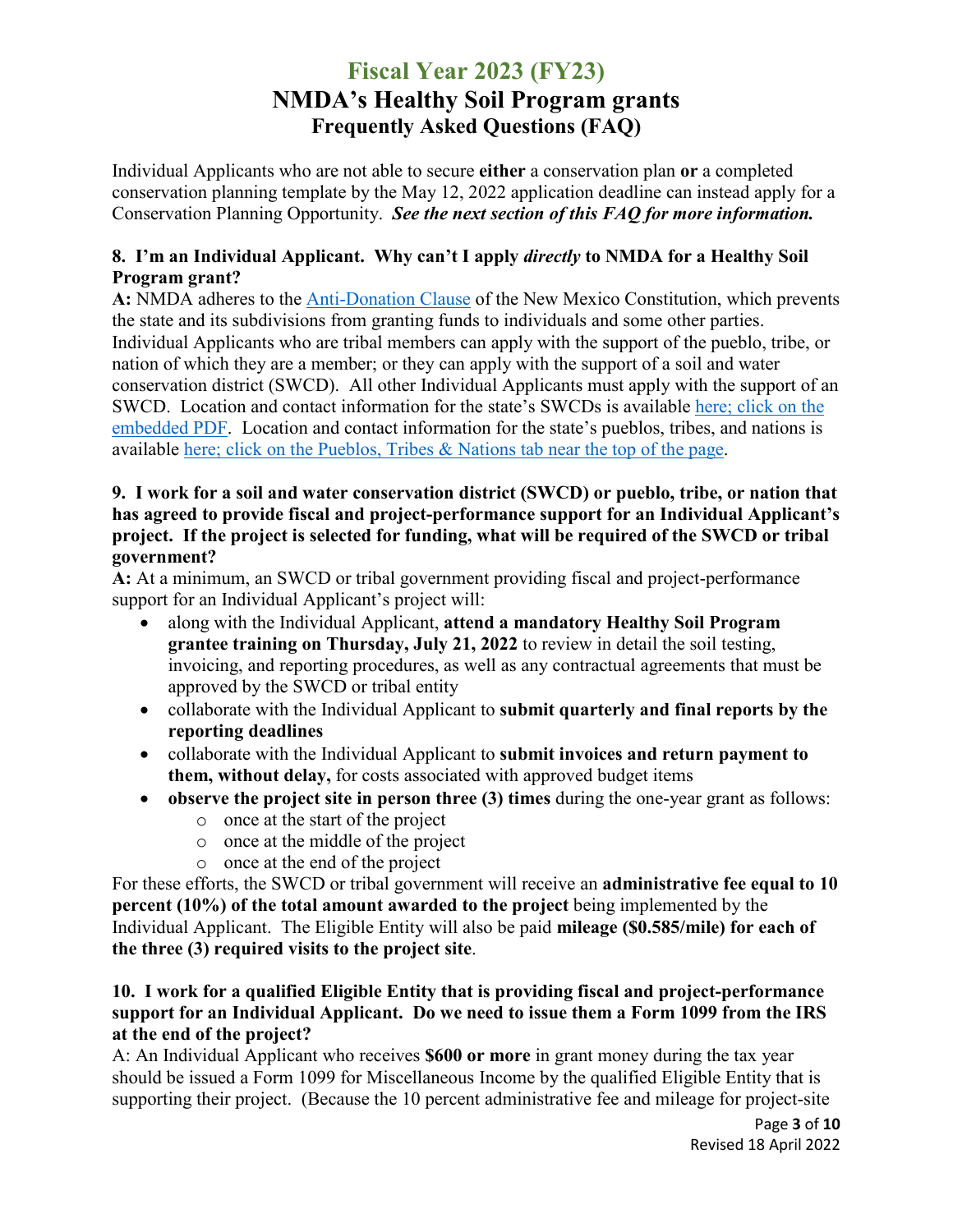# Fiscal Year 2023 (FY23)

## NMDA's Healthy Soil Program grants

### Frequently Asked Questions (FAQ)

Individual Applicants who are not able to secure **either** a conservation plan **or** a completed conservation planning template by the May 12, 2022 application deadline can instead apply for a Conservation Planning Opportunity. ***See the next section of this FAQ for more information.***

**8. I'm an Individual Applicant. Why can't I apply *directly* to NMDA for a Healthy Soil Program grant?**

**A:** NMDA adheres to the [Anti-Donation Clause] of the New Mexico Constitution, which prevents the state and its subdivisions from granting funds to individuals and some other parties. Individual Applicants who are tribal members can apply with the support of the pueblo, tribe, or nation of which they are a member; or they can apply with the support of a soil and water conservation district (SWCD). All other Individual Applicants must apply with the support of an SWCD. Location and contact information for the state's SWCDs is available [here; click on the embedded PDF]. Location and contact information for the state's pueblos, tribes, and nations is available [here; click on the Pueblos, Tribes & Nations tab near the top of the page].

**9. I work for a soil and water conservation district (SWCD) or pueblo, tribe, or nation that has agreed to provide fiscal and project-performance support for an Individual Applicant's project. If the project is selected for funding, what will be required of the SWCD or tribal government?**

**A:** At a minimum, an SWCD or tribal government providing fiscal and project-performance support for an Individual Applicant's project will:

- along with the Individual Applicant, **attend a mandatory Healthy Soil Program grantee training on Thursday, July 21, 2022** to review in detail the soil testing, invoicing, and reporting procedures, as well as any contractual agreements that must be approved by the SWCD or tribal entity
- collaborate with the Individual Applicant to **submit quarterly and final reports by the reporting deadlines**
- collaborate with the Individual Applicant to **submit invoices and return payment to them, without delay,** for costs associated with approved budget items
- **observe the project site in person three (3) times** during the one-year grant as follows:
  - once at the start of the project
  - once at the middle of the project
  - once at the end of the project

For these efforts, the SWCD or tribal government will receive an **administrative fee equal to 10 percent (10%) of the total amount awarded to the project** being implemented by the Individual Applicant. The Eligible Entity will also be paid **mileage ($0.585/mile) for each of the three (3) required visits to the project site**.

**10. I work for a qualified Eligible Entity that is providing fiscal and project-performance support for an Individual Applicant. Do we need to issue them a Form 1099 from the IRS at the end of the project?**

A: An Individual Applicant who receives **$600 or more** in grant money during the tax year should be issued a Form 1099 for Miscellaneous Income by the qualified Eligible Entity that is supporting their project. (Because the 10 percent administrative fee and mileage for project-site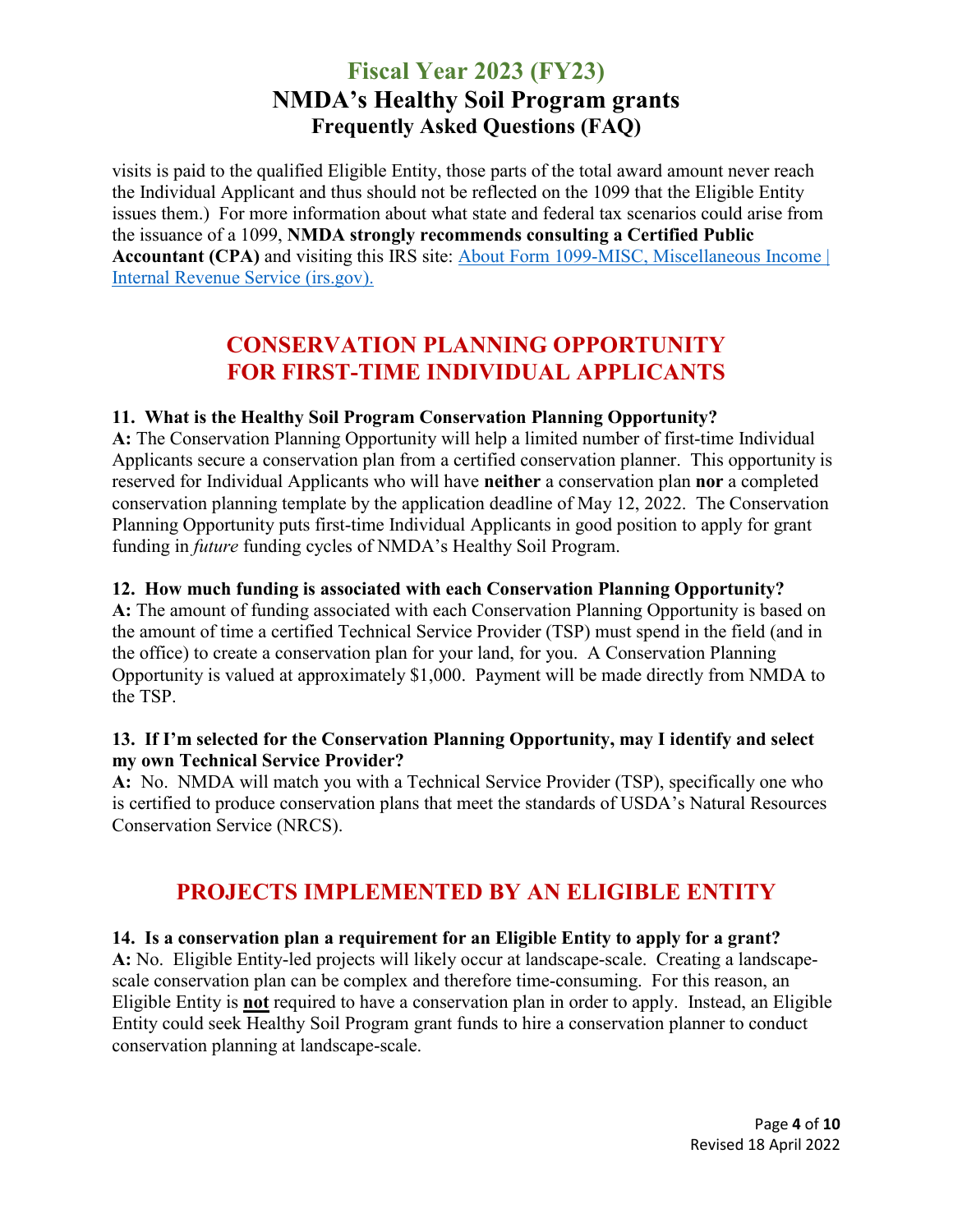visits is paid to the qualified Eligible Entity, those parts of the total award amount never reach the Individual Applicant and thus should not be reflected on the 1099 that the Eligible Entity issues them.) For more information about what state and federal tax scenarios could arise from the issuance of a 1099, **NMDA strongly recommends consulting a Certified Public Accountant (CPA)** and visiting this IRS site: [About Form 1099-MISC, Miscellaneous Income | Internal Revenue Service (irs.gov).](https://www.irs.gov)

## CONSERVATION PLANNING OPPORTUNITY FOR FIRST-TIME INDIVIDUAL APPLICANTS

**11. What is the Healthy Soil Program Conservation Planning Opportunity?**

**A:** The Conservation Planning Opportunity will help a limited number of first-time Individual Applicants secure a conservation plan from a certified conservation planner. This opportunity is reserved for Individual Applicants who will have **neither** a conservation plan **nor** a completed conservation planning template by the application deadline of May 12, 2022. The Conservation Planning Opportunity puts first-time Individual Applicants in good position to apply for grant funding in *future* funding cycles of NMDA's Healthy Soil Program.

**12. How much funding is associated with each Conservation Planning Opportunity?**

**A:** The amount of funding associated with each Conservation Planning Opportunity is based on the amount of time a certified Technical Service Provider (TSP) must spend in the field (and in the office) to create a conservation plan for your land, for you. A Conservation Planning Opportunity is valued at approximately $1,000. Payment will be made directly from NMDA to the TSP.

**13. If I'm selected for the Conservation Planning Opportunity, may I identify and select my own Technical Service Provider?**

**A:** No. NMDA will match you with a Technical Service Provider (TSP), specifically one who is certified to produce conservation plans that meet the standards of USDA's Natural Resources Conservation Service (NRCS).

## PROJECTS IMPLEMENTED BY AN ELIGIBLE ENTITY

**14. Is a conservation plan a requirement for an Eligible Entity to apply for a grant?**

**A:** No. Eligible Entity-led projects will likely occur at landscape-scale. Creating a landscape-scale conservation plan can be complex and therefore time-consuming. For this reason, an Eligible Entity is **not** required to have a conservation plan in order to apply. Instead, an Eligible Entity could seek Healthy Soil Program grant funds to hire a conservation planner to conduct conservation planning at landscape-scale.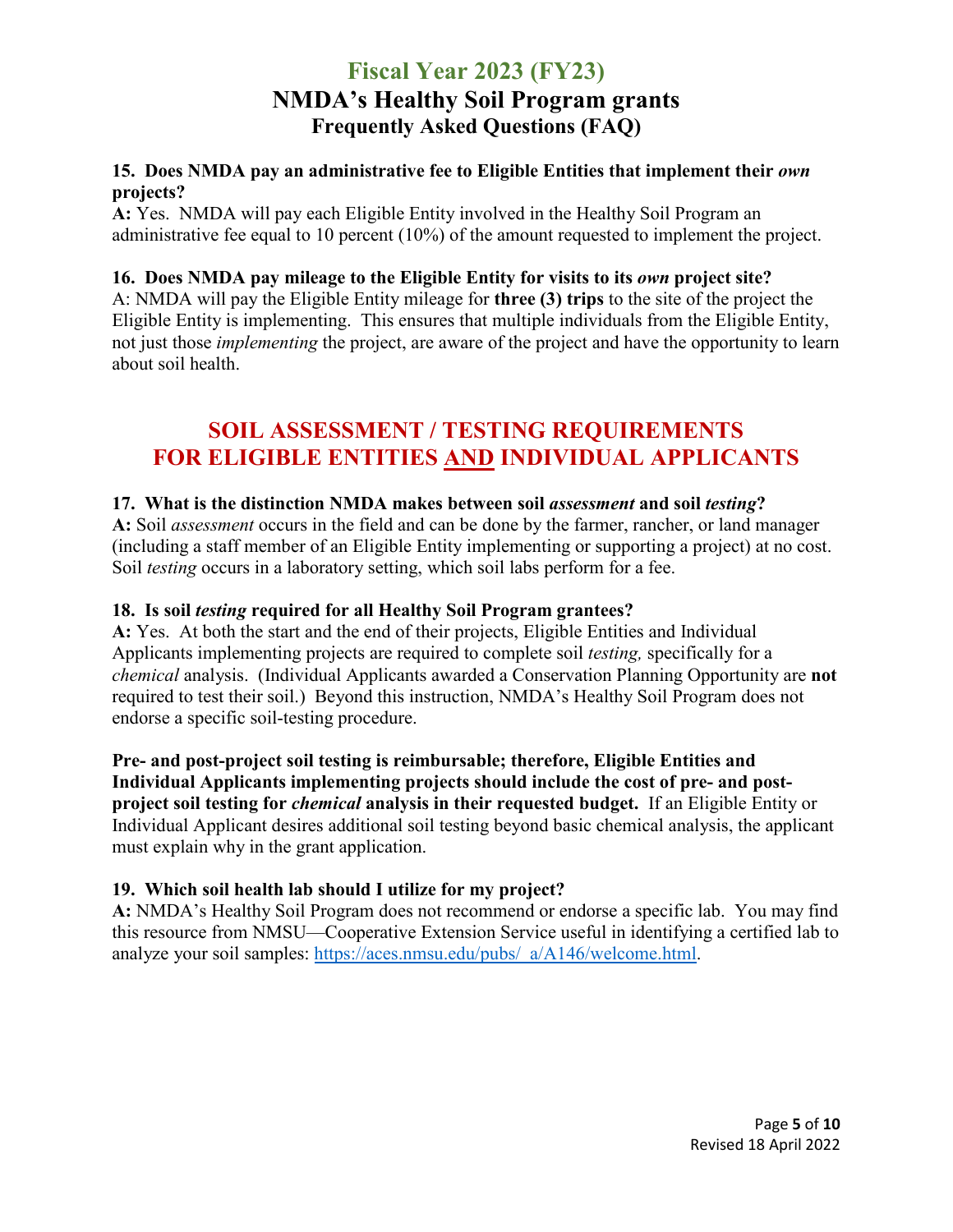## 15. Does NMDA pay an administrative fee to Eligible Entities that implement their *own* projects?

**A:** Yes. NMDA will pay each Eligible Entity involved in the Healthy Soil Program an administrative fee equal to 10 percent (10%) of the amount requested to implement the project.

## 16. Does NMDA pay mileage to the Eligible Entity for visits to its *own* project site?

A: NMDA will pay the Eligible Entity mileage for **three (3) trips** to the site of the project the Eligible Entity is implementing. This ensures that multiple individuals from the Eligible Entity, not just those *implementing* the project, are aware of the project and have the opportunity to learn about soil health.

# SOIL ASSESSMENT / TESTING REQUIREMENTS FOR ELIGIBLE ENTITIES AND INDIVIDUAL APPLICANTS

## 17. What is the distinction NMDA makes between soil *assessment* and soil *testing*?

**A:** Soil *assessment* occurs in the field and can be done by the farmer, rancher, or land manager (including a staff member of an Eligible Entity implementing or supporting a project) at no cost. Soil *testing* occurs in a laboratory setting, which soil labs perform for a fee.

## 18. Is soil *testing* required for all Healthy Soil Program grantees?

**A:** Yes. At both the start and the end of their projects, Eligible Entities and Individual Applicants implementing projects are required to complete soil *testing,* specifically for a *chemical* analysis. (Individual Applicants awarded a Conservation Planning Opportunity are **not** required to test their soil.) Beyond this instruction, NMDA's Healthy Soil Program does not endorse a specific soil-testing procedure.

**Pre- and post-project soil testing is reimbursable; therefore, Eligible Entities and Individual Applicants implementing projects should include the cost of pre- and post-project soil testing for *chemical* analysis in their requested budget.** If an Eligible Entity or Individual Applicant desires additional soil testing beyond basic chemical analysis, the applicant must explain why in the grant application.

## 19. Which soil health lab should I utilize for my project?

**A:** NMDA's Healthy Soil Program does not recommend or endorse a specific lab. You may find this resource from NMSU—Cooperative Extension Service useful in identifying a certified lab to analyze your soil samples: https://aces.nmsu.edu/pubs/_a/A146/welcome.html.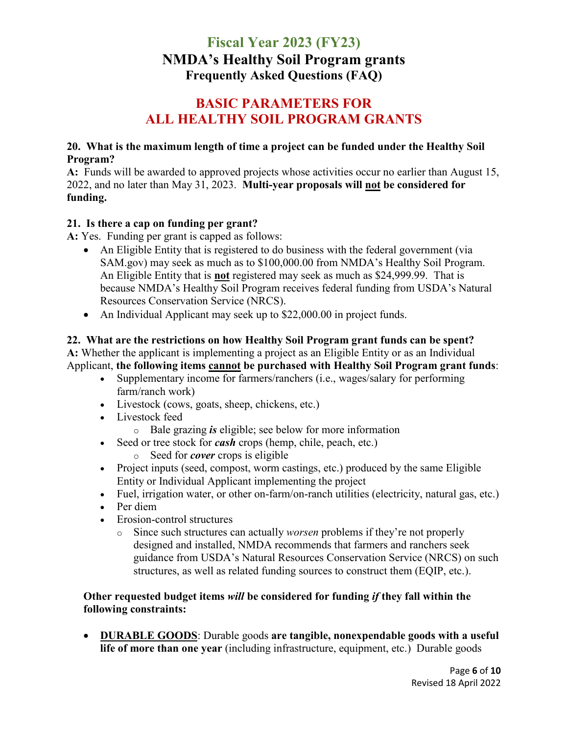# Fiscal Year 2023 (FY23)

## NMDA's Healthy Soil Program grants

### Frequently Asked Questions (FAQ)

## BASIC PARAMETERS FOR ALL HEALTHY SOIL PROGRAM GRANTS

**20. What is the maximum length of time a project can be funded under the Healthy Soil Program?**

**A:** Funds will be awarded to approved projects whose activities occur no earlier than August 15, 2022, and no later than May 31, 2023. **Multi-year proposals will not be considered for funding.**

**21. Is there a cap on funding per grant?**

**A:** Yes. Funding per grant is capped as follows:

- An Eligible Entity that is registered to do business with the federal government (via SAM.gov) may seek as much as to $100,000.00 from NMDA's Healthy Soil Program. An Eligible Entity that is **not** registered may seek as much as $24,999.99. That is because NMDA's Healthy Soil Program receives federal funding from USDA's Natural Resources Conservation Service (NRCS).
- An Individual Applicant may seek up to $22,000.00 in project funds.

**22. What are the restrictions on how Healthy Soil Program grant funds can be spent?**

**A:** Whether the applicant is implementing a project as an Eligible Entity or as an Individual Applicant, **the following items cannot be purchased with Healthy Soil Program grant funds**:

- Supplementary income for farmers/ranchers (i.e., wages/salary for performing farm/ranch work)
- Livestock (cows, goats, sheep, chickens, etc.)
- Livestock feed
  - Bale grazing ***is*** eligible; see below for more information
- Seed or tree stock for ***cash*** crops (hemp, chile, peach, etc.)
  - Seed for ***cover*** crops is eligible
- Project inputs (seed, compost, worm castings, etc.) produced by the same Eligible Entity or Individual Applicant implementing the project
- Fuel, irrigation water, or other on-farm/on-ranch utilities (electricity, natural gas, etc.)
- Per diem
- Erosion-control structures
  - Since such structures can actually *worsen* problems if they're not properly designed and installed, NMDA recommends that farmers and ranchers seek guidance from USDA's Natural Resources Conservation Service (NRCS) on such structures, as well as related funding sources to construct them (EQIP, etc.).

**Other requested budget items *will* be considered for funding *if* they fall within the following constraints:**

- **DURABLE GOODS**: Durable goods **are tangible, nonexpendable goods with a useful life of more than one year** (including infrastructure, equipment, etc.) Durable goods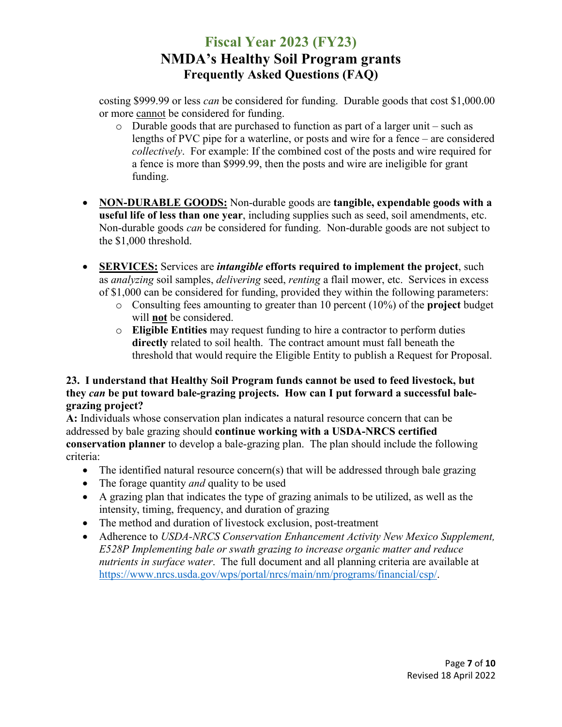costing $999.99 or less *can* be considered for funding. Durable goods that cost $1,000.00 or more cannot be considered for funding.

  - Durable goods that are purchased to function as part of a larger unit – such as lengths of PVC pipe for a waterline, or posts and wire for a fence – are considered *collectively*. For example: If the combined cost of the posts and wire required for a fence is more than $999.99, then the posts and wire are ineligible for grant funding.

- **NON-DURABLE GOODS:** Non-durable goods are **tangible, expendable goods with a useful life of less than one year**, including supplies such as seed, soil amendments, etc. Non-durable goods *can* be considered for funding. Non-durable goods are not subject to the $1,000 threshold.

- **SERVICES:** Services are ***intangible* efforts required to implement the project**, such as *analyzing* soil samples, *delivering* seed, *renting* a flail mower, etc. Services in excess of $1,000 can be considered for funding, provided they within the following parameters:
  - Consulting fees amounting to greater than 10 percent (10%) of the **project** budget will **not** be considered.
  - **Eligible Entities** may request funding to hire a contractor to perform duties **directly** related to soil health. The contract amount must fall beneath the threshold that would require the Eligible Entity to publish a Request for Proposal.

**23. I understand that Healthy Soil Program funds cannot be used to feed livestock, but they *can* be put toward bale-grazing projects. How can I put forward a successful bale-grazing project?**

**A:** Individuals whose conservation plan indicates a natural resource concern that can be addressed by bale grazing should **continue working with a USDA-NRCS certified conservation planner** to develop a bale-grazing plan. The plan should include the following criteria:

- The identified natural resource concern(s) that will be addressed through bale grazing
- The forage quantity *and* quality to be used
- A grazing plan that indicates the type of grazing animals to be utilized, as well as the intensity, timing, frequency, and duration of grazing
- The method and duration of livestock exclusion, post-treatment
- Adherence to *USDA-NRCS Conservation Enhancement Activity New Mexico Supplement, E528P Implementing bale or swath grazing to increase organic matter and reduce nutrients in surface water*. The full document and all planning criteria are available at https://www.nrcs.usda.gov/wps/portal/nrcs/main/nm/programs/financial/csp/.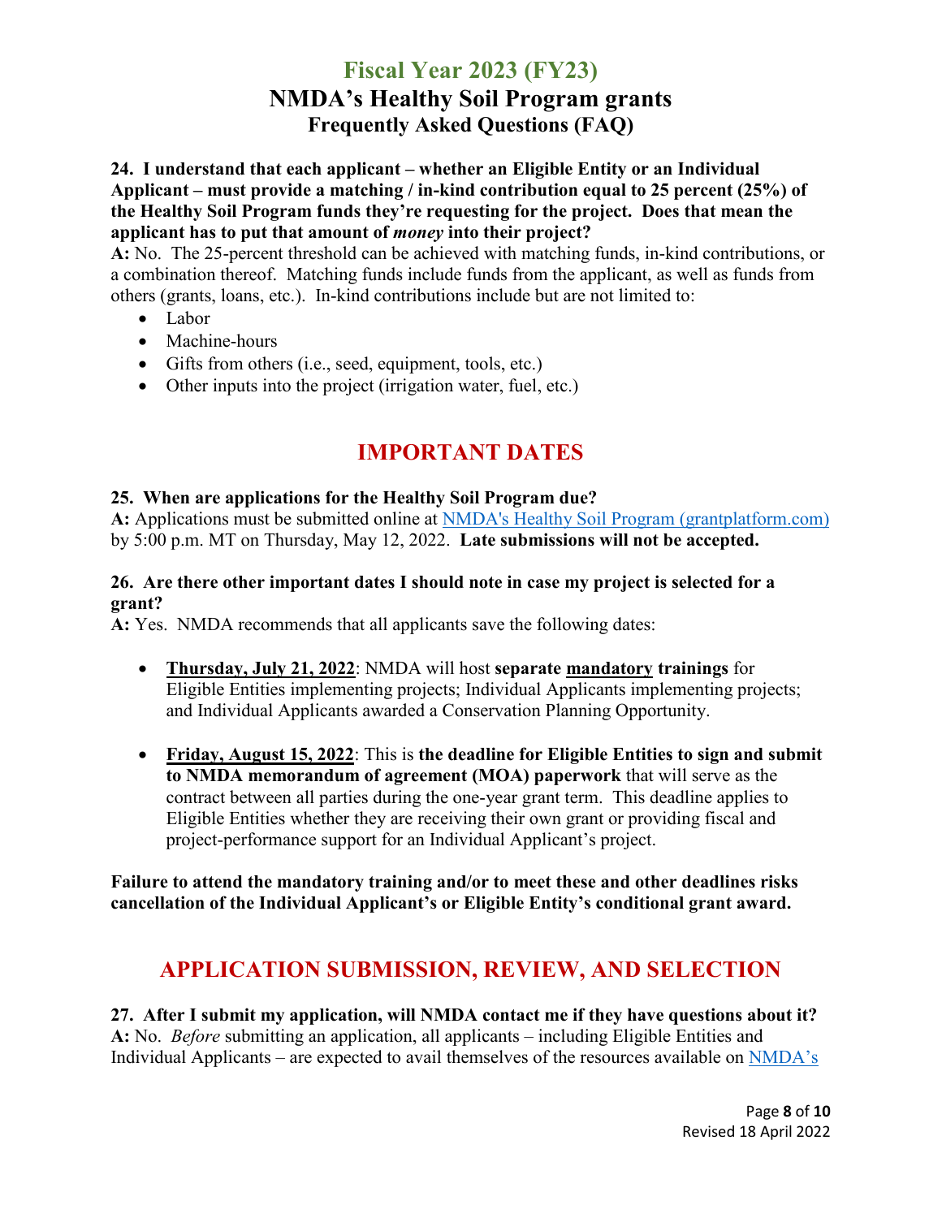**24. I understand that each applicant – whether an Eligible Entity or an Individual Applicant – must provide a matching / in-kind contribution equal to 25 percent (25%) of the Healthy Soil Program funds they're requesting for the project. Does that mean the applicant has to put that amount of *money* into their project?**

**A:** No. The 25-percent threshold can be achieved with matching funds, in-kind contributions, or a combination thereof. Matching funds include funds from the applicant, as well as funds from others (grants, loans, etc.). In-kind contributions include but are not limited to:

- Labor
- Machine-hours
- Gifts from others (i.e., seed, equipment, tools, etc.)
- Other inputs into the project (irrigation water, fuel, etc.)

## IMPORTANT DATES

**25. When are applications for the Healthy Soil Program due?**

**A:** Applications must be submitted online at [NMDA's Healthy Soil Program (grantplatform.com)](NMDA's Healthy Soil Program (grantplatform.com)) by 5:00 p.m. MT on Thursday, May 12, 2022. **Late submissions will not be accepted.**

**26. Are there other important dates I should note in case my project is selected for a grant?**

**A:** Yes. NMDA recommends that all applicants save the following dates:

- **Thursday, July 21, 2022**: NMDA will host **separate mandatory trainings** for Eligible Entities implementing projects; Individual Applicants implementing projects; and Individual Applicants awarded a Conservation Planning Opportunity.
- **Friday, August 15, 2022**: This is **the deadline for Eligible Entities to sign and submit to NMDA memorandum of agreement (MOA) paperwork** that will serve as the contract between all parties during the one-year grant term. This deadline applies to Eligible Entities whether they are receiving their own grant or providing fiscal and project-performance support for an Individual Applicant's project.

**Failure to attend the mandatory training and/or to meet these and other deadlines risks cancellation of the Individual Applicant's or Eligible Entity's conditional grant award.**

## APPLICATION SUBMISSION, REVIEW, AND SELECTION

**27. After I submit my application, will NMDA contact me if they have questions about it?**

**A:** No. *Before* submitting an application, all applicants – including Eligible Entities and Individual Applicants – are expected to avail themselves of the resources available on NMDA's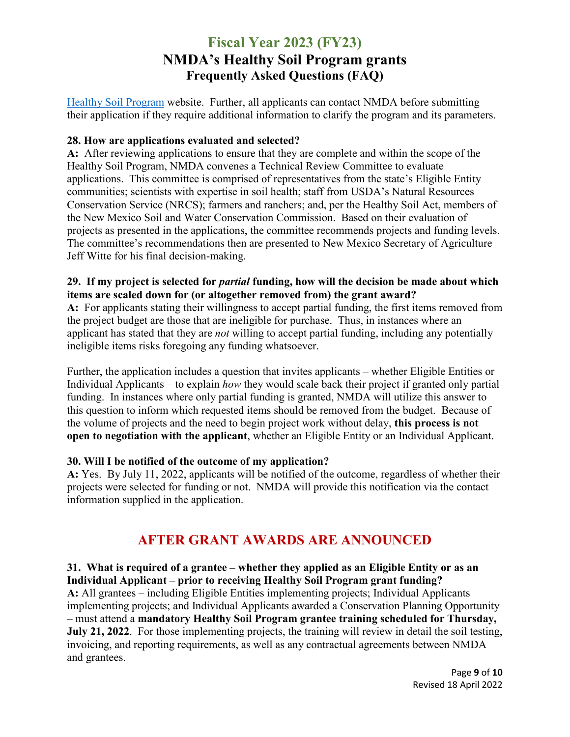[Healthy Soil Program](#) website. Further, all applicants can contact NMDA before submitting their application if they require additional information to clarify the program and its parameters.

**28. How are applications evaluated and selected?**

**A:** After reviewing applications to ensure that they are complete and within the scope of the Healthy Soil Program, NMDA convenes a Technical Review Committee to evaluate applications. This committee is comprised of representatives from the state's Eligible Entity communities; scientists with expertise in soil health; staff from USDA's Natural Resources Conservation Service (NRCS); farmers and ranchers; and, per the Healthy Soil Act, members of the New Mexico Soil and Water Conservation Commission. Based on their evaluation of projects as presented in the applications, the committee recommends projects and funding levels. The committee's recommendations then are presented to New Mexico Secretary of Agriculture Jeff Witte for his final decision-making.

**29. If my project is selected for *partial* funding, how will the decision be made about which items are scaled down for (or altogether removed from) the grant award?**

**A:** For applicants stating their willingness to accept partial funding, the first items removed from the project budget are those that are ineligible for purchase. Thus, in instances where an applicant has stated that they are *not* willing to accept partial funding, including any potentially ineligible items risks foregoing any funding whatsoever.

Further, the application includes a question that invites applicants – whether Eligible Entities or Individual Applicants – to explain *how* they would scale back their project if granted only partial funding. In instances where only partial funding is granted, NMDA will utilize this answer to this question to inform which requested items should be removed from the budget. Because of the volume of projects and the need to begin project work without delay, **this process is not open to negotiation with the applicant**, whether an Eligible Entity or an Individual Applicant.

**30. Will I be notified of the outcome of my application?**

**A:** Yes. By July 11, 2022, applicants will be notified of the outcome, regardless of whether their projects were selected for funding or not. NMDA will provide this notification via the contact information supplied in the application.

## AFTER GRANT AWARDS ARE ANNOUNCED

**31. What is required of a grantee – whether they applied as an Eligible Entity or as an Individual Applicant – prior to receiving Healthy Soil Program grant funding?**

**A:** All grantees – including Eligible Entities implementing projects; Individual Applicants implementing projects; and Individual Applicants awarded a Conservation Planning Opportunity – must attend a **mandatory Healthy Soil Program grantee training scheduled for Thursday, July 21, 2022**. For those implementing projects, the training will review in detail the soil testing, invoicing, and reporting requirements, as well as any contractual agreements between NMDA and grantees.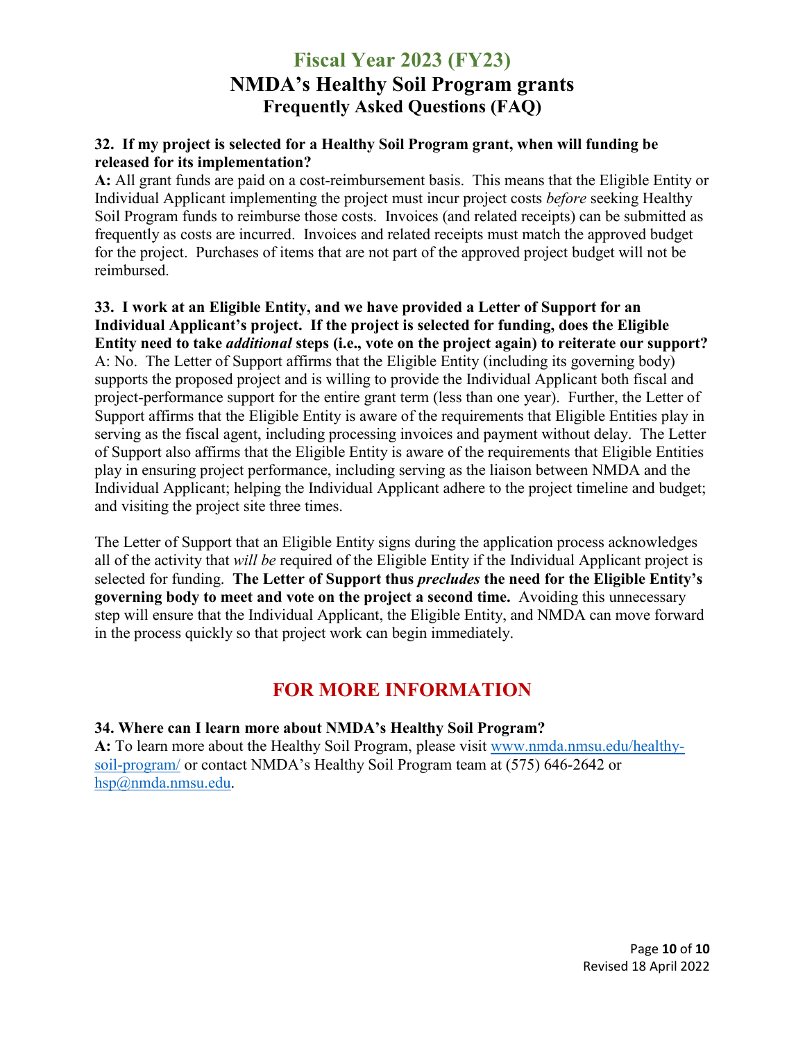# Fiscal Year 2023 (FY23)
## NMDA's Healthy Soil Program grants
### Frequently Asked Questions (FAQ)

**32. If my project is selected for a Healthy Soil Program grant, when will funding be released for its implementation?**
**A:** All grant funds are paid on a cost-reimbursement basis. This means that the Eligible Entity or Individual Applicant implementing the project must incur project costs *before* seeking Healthy Soil Program funds to reimburse those costs. Invoices (and related receipts) can be submitted as frequently as costs are incurred. Invoices and related receipts must match the approved budget for the project. Purchases of items that are not part of the approved project budget will not be reimbursed.

**33. I work at an Eligible Entity, and we have provided a Letter of Support for an Individual Applicant's project. If the project is selected for funding, does the Eligible Entity need to take *additional* steps (i.e., vote on the project again) to reiterate our support?**
A: No. The Letter of Support affirms that the Eligible Entity (including its governing body) supports the proposed project and is willing to provide the Individual Applicant both fiscal and project-performance support for the entire grant term (less than one year). Further, the Letter of Support affirms that the Eligible Entity is aware of the requirements that Eligible Entities play in serving as the fiscal agent, including processing invoices and payment without delay. The Letter of Support also affirms that the Eligible Entity is aware of the requirements that Eligible Entities play in ensuring project performance, including serving as the liaison between NMDA and the Individual Applicant; helping the Individual Applicant adhere to the project timeline and budget; and visiting the project site three times.

The Letter of Support that an Eligible Entity signs during the application process acknowledges all of the activity that *will be* required of the Eligible Entity if the Individual Applicant project is selected for funding. **The Letter of Support thus *precludes* the need for the Eligible Entity's governing body to meet and vote on the project a second time.** Avoiding this unnecessary step will ensure that the Individual Applicant, the Eligible Entity, and NMDA can move forward in the process quickly so that project work can begin immediately.

## FOR MORE INFORMATION

**34. Where can I learn more about NMDA's Healthy Soil Program?**
**A:** To learn more about the Healthy Soil Program, please visit [www.nmda.nmsu.edu/healthy-soil-program/](www.nmda.nmsu.edu/healthy-soil-program/) or contact NMDA's Healthy Soil Program team at (575) 646-2642 or [hsp@nmda.nmsu.edu](mailto:hsp@nmda.nmsu.edu).

Revised 18 April 2022